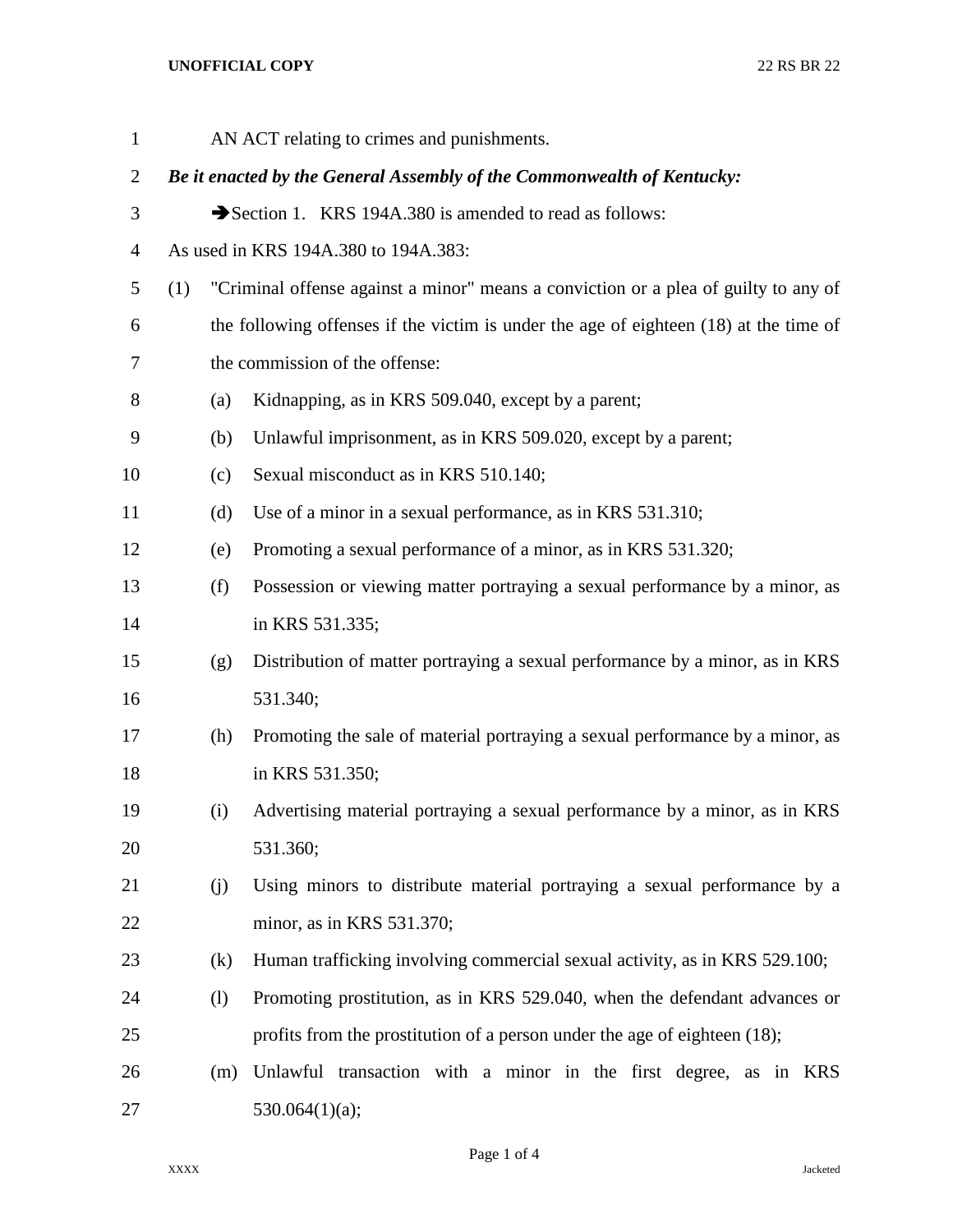AN ACT relating to crimes and punishments.

***Be it enacted by the General Assembly of the Commonwealth of Kentucky:***

➔Section 1. KRS 194A.380 is amended to read as follows:

As used in KRS 194A.380 to 194A.383:

(1) "Criminal offense against a minor" means a conviction or a plea of guilty to any of the following offenses if the victim is under the age of eighteen (18) at the time of the commission of the offense:

(a) Kidnapping, as in KRS 509.040, except by a parent;

(b) Unlawful imprisonment, as in KRS 509.020, except by a parent;

(c) Sexual misconduct as in KRS 510.140;

(d) Use of a minor in a sexual performance, as in KRS 531.310;

(e) Promoting a sexual performance of a minor, as in KRS 531.320;

(f) Possession or viewing matter portraying a sexual performance by a minor, as in KRS 531.335;

(g) Distribution of matter portraying a sexual performance by a minor, as in KRS 531.340;

(h) Promoting the sale of material portraying a sexual performance by a minor, as in KRS 531.350;

(i) Advertising material portraying a sexual performance by a minor, as in KRS 531.360;

(j) Using minors to distribute material portraying a sexual performance by a minor, as in KRS 531.370;

(k) Human trafficking involving commercial sexual activity, as in KRS 529.100;

(l) Promoting prostitution, as in KRS 529.040, when the defendant advances or profits from the prostitution of a person under the age of eighteen (18);

(m) Unlawful transaction with a minor in the first degree, as in KRS 530.064(1)(a);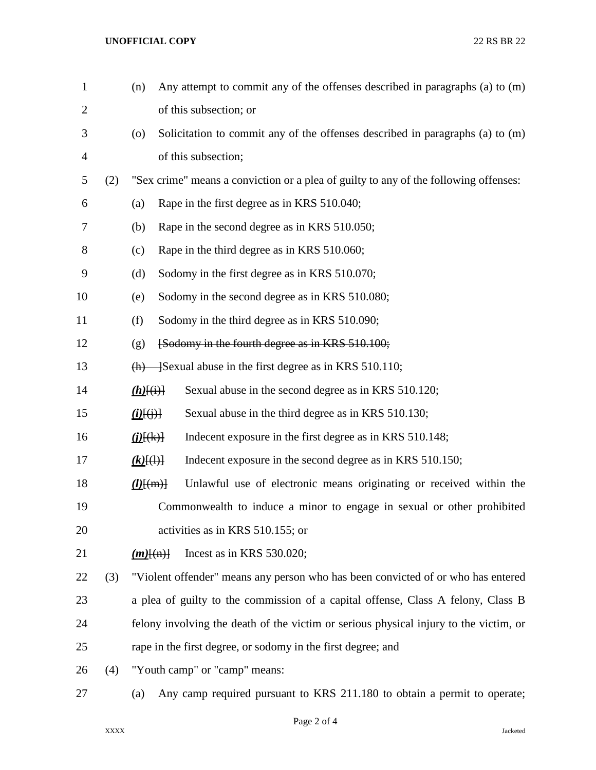(n) Any attempt to commit any of the offenses described in paragraphs (a) to (m) of this subsection; or

(o) Solicitation to commit any of the offenses described in paragraphs (a) to (m) of this subsection;

(2) "Sex crime" means a conviction or a plea of guilty to any of the following offenses:

(a) Rape in the first degree as in KRS 510.040;

(b) Rape in the second degree as in KRS 510.050;

(c) Rape in the third degree as in KRS 510.060;

(d) Sodomy in the first degree as in KRS 510.070;

(e) Sodomy in the second degree as in KRS 510.080;

(f) Sodomy in the third degree as in KRS 510.090;

(g) [~~Sodomy in the fourth degree as in KRS 510.100;~~

~~(h)~~ ]Sexual abuse in the first degree as in KRS 510.110;

***(h)***[~~(i)~~] Sexual abuse in the second degree as in KRS 510.120;

***(i)***[~~(j)~~] Sexual abuse in the third degree as in KRS 510.130;

***(j)***[~~(k)~~] Indecent exposure in the first degree as in KRS 510.148;

***(k)***[~~(l)~~] Indecent exposure in the second degree as in KRS 510.150;

***(l)***[~~(m)~~] Unlawful use of electronic means originating or received within the Commonwealth to induce a minor to engage in sexual or other prohibited activities as in KRS 510.155; or

***(m)***[~~(n)~~] Incest as in KRS 530.020;

(3) "Violent offender" means any person who has been convicted of or who has entered a plea of guilty to the commission of a capital offense, Class A felony, Class B felony involving the death of the victim or serious physical injury to the victim, or rape in the first degree, or sodomy in the first degree; and

(4) "Youth camp" or "camp" means:

(a) Any camp required pursuant to KRS 211.180 to obtain a permit to operate;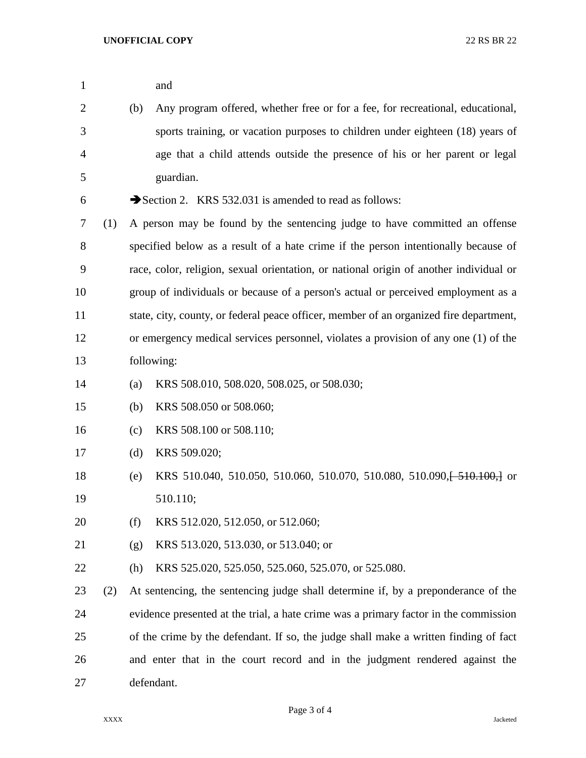and

(b) Any program offered, whether free or for a fee, for recreational, educational, sports training, or vacation purposes to children under eighteen (18) years of age that a child attends outside the presence of his or her parent or legal guardian.

➔Section 2. KRS 532.031 is amended to read as follows:

(1) A person may be found by the sentencing judge to have committed an offense specified below as a result of a hate crime if the person intentionally because of race, color, religion, sexual orientation, or national origin of another individual or group of individuals or because of a person's actual or perceived employment as a state, city, county, or federal peace officer, member of an organized fire department, or emergency medical services personnel, violates a provision of any one (1) of the following:

(a) KRS 508.010, 508.020, 508.025, or 508.030;

(b) KRS 508.050 or 508.060;

(c) KRS 508.100 or 508.110;

(d) KRS 509.020;

(e) KRS 510.040, 510.050, 510.060, 510.070, 510.080, 510.090,~~[ 510.100,]~~ or 510.110;

(f) KRS 512.020, 512.050, or 512.060;

(g) KRS 513.020, 513.030, or 513.040; or

(h) KRS 525.020, 525.050, 525.060, 525.070, or 525.080.

(2) At sentencing, the sentencing judge shall determine if, by a preponderance of the evidence presented at the trial, a hate crime was a primary factor in the commission of the crime by the defendant. If so, the judge shall make a written finding of fact and enter that in the court record and in the judgment rendered against the defendant.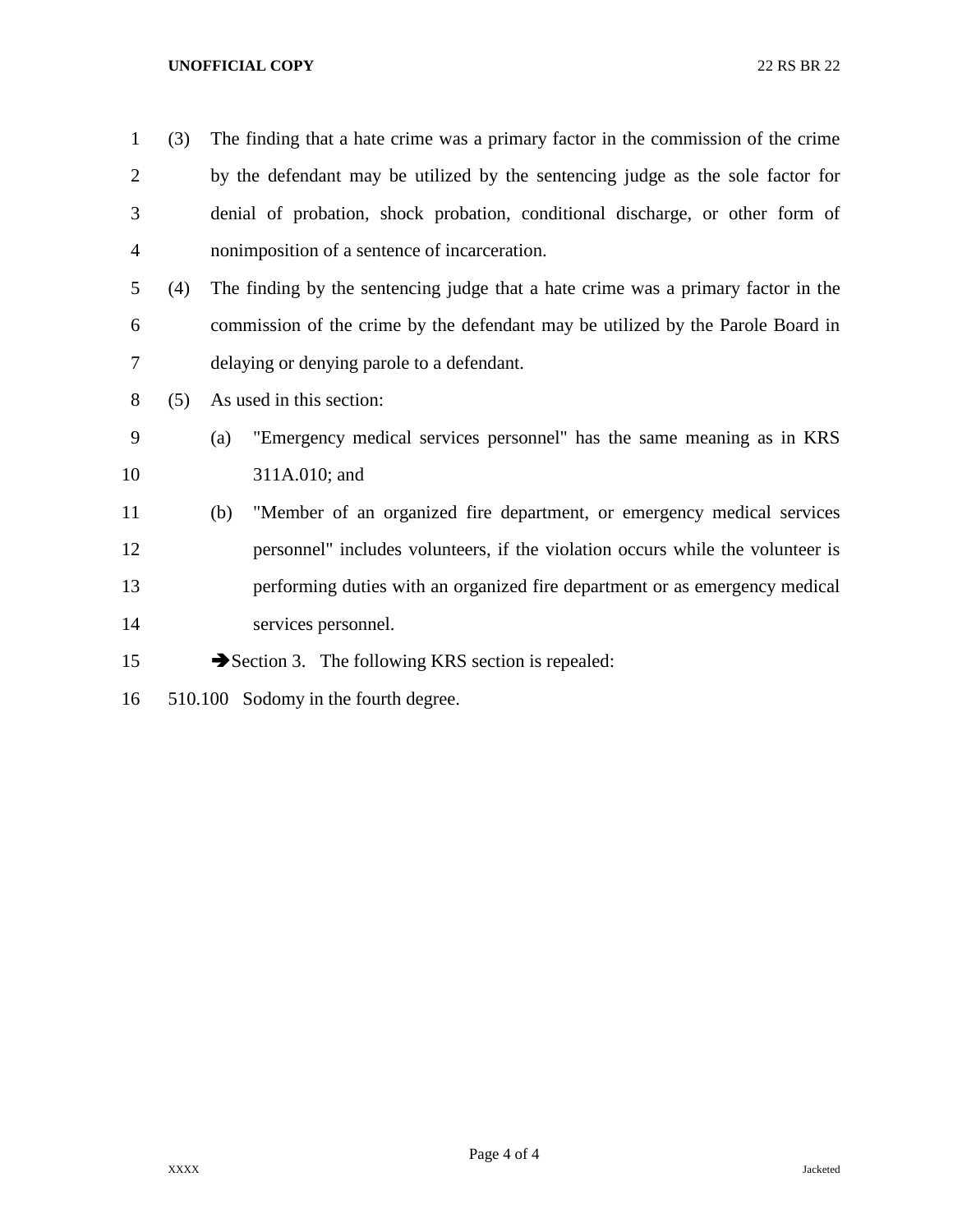(3) The finding that a hate crime was a primary factor in the commission of the crime by the defendant may be utilized by the sentencing judge as the sole factor for denial of probation, shock probation, conditional discharge, or other form of nonimposition of a sentence of incarceration.

(4) The finding by the sentencing judge that a hate crime was a primary factor in the commission of the crime by the defendant may be utilized by the Parole Board in delaying or denying parole to a defendant.

(5) As used in this section:

  (a) "Emergency medical services personnel" has the same meaning as in KRS 311A.010; and

  (b) "Member of an organized fire department, or emergency medical services personnel" includes volunteers, if the violation occurs while the volunteer is performing duties with an organized fire department or as emergency medical services personnel.

➔Section 3. The following KRS section is repealed:

510.100 Sodomy in the fourth degree.